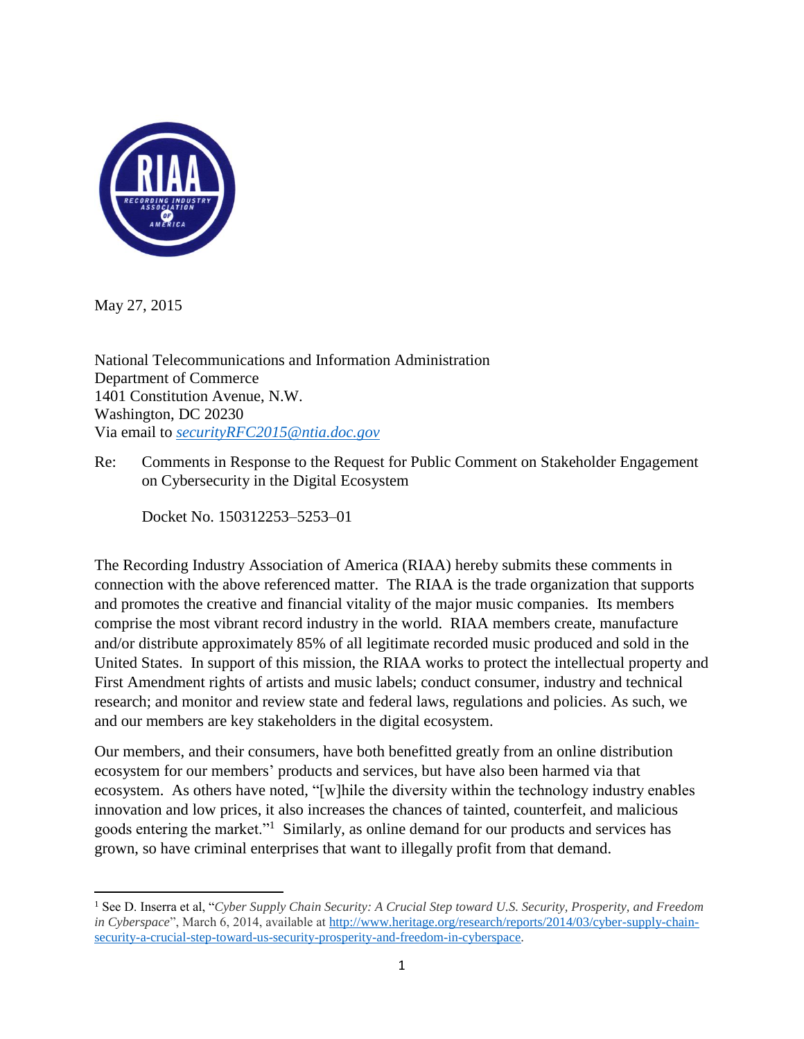May 27, 2015

National Telecommunications and Information Administration
Department of Commerce
1401 Constitution Avenue, N.W.
Washington, DC 20230
Via email to *securityRFC2015@ntia.doc.gov*

Re: Comments in Response to the Request for Public Comment on Stakeholder Engagement on Cybersecurity in the Digital Ecosystem

Docket No. 150312253–5253–01

The Recording Industry Association of America (RIAA) hereby submits these comments in connection with the above referenced matter. The RIAA is the trade organization that supports and promotes the creative and financial vitality of the major music companies. Its members comprise the most vibrant record industry in the world. RIAA members create, manufacture and/or distribute approximately 85% of all legitimate recorded music produced and sold in the United States. In support of this mission, the RIAA works to protect the intellectual property and First Amendment rights of artists and music labels; conduct consumer, industry and technical research; and monitor and review state and federal laws, regulations and policies. As such, we and our members are key stakeholders in the digital ecosystem.

Our members, and their consumers, have both benefitted greatly from an online distribution ecosystem for our members' products and services, but have also been harmed via that ecosystem. As others have noted, "[w]hile the diversity within the technology industry enables innovation and low prices, it also increases the chances of tainted, counterfeit, and malicious goods entering the market."[1] Similarly, as online demand for our products and services has grown, so have criminal enterprises that want to illegally profit from that demand.

---

[1] See D. Inserra et al, "*Cyber Supply Chain Security: A Crucial Step toward U.S. Security, Prosperity, and Freedom in Cyberspace*", March 6, 2014, available at http://www.heritage.org/research/reports/2014/03/cyber-supply-chain-security-a-crucial-step-toward-us-security-prosperity-and-freedom-in-cyberspace.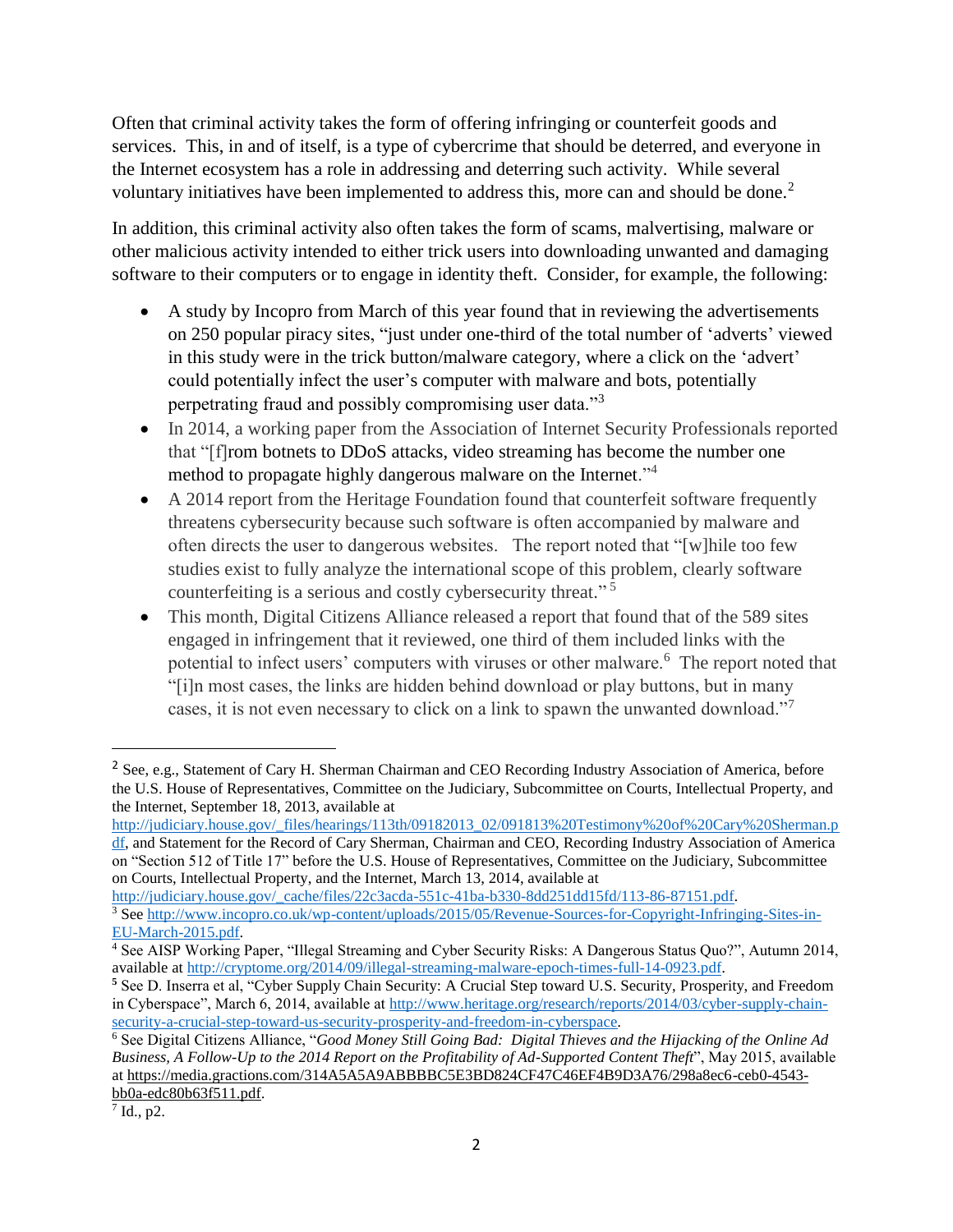Often that criminal activity takes the form of offering infringing or counterfeit goods and services. This, in and of itself, is a type of cybercrime that should be deterred, and everyone in the Internet ecosystem has a role in addressing and deterring such activity. While several voluntary initiatives have been implemented to address this, more can and should be done.[2]

In addition, this criminal activity also often takes the form of scams, malvertising, malware or other malicious activity intended to either trick users into downloading unwanted and damaging software to their computers or to engage in identity theft. Consider, for example, the following:

- A study by Incopro from March of this year found that in reviewing the advertisements on 250 popular piracy sites, "just under one-third of the total number of 'adverts' viewed in this study were in the trick button/malware category, where a click on the 'advert' could potentially infect the user's computer with malware and bots, potentially perpetrating fraud and possibly compromising user data."[3]
- In 2014, a working paper from the Association of Internet Security Professionals reported that "[f]rom botnets to DDoS attacks, video streaming has become the number one method to propagate highly dangerous malware on the Internet."[4]
- A 2014 report from the Heritage Foundation found that counterfeit software frequently threatens cybersecurity because such software is often accompanied by malware and often directs the user to dangerous websites. The report noted that "[w]hile too few studies exist to fully analyze the international scope of this problem, clearly software counterfeiting is a serious and costly cybersecurity threat."[5]
- This month, Digital Citizens Alliance released a report that found that of the 589 sites engaged in infringement that it reviewed, one third of them included links with the potential to infect users' computers with viruses or other malware.[6] The report noted that "[i]n most cases, the links are hidden behind download or play buttons, but in many cases, it is not even necessary to click on a link to spawn the unwanted download."[7]

---

[2] See, e.g., Statement of Cary H. Sherman Chairman and CEO Recording Industry Association of America, before the U.S. House of Representatives, Committee on the Judiciary, Subcommittee on Courts, Intellectual Property, and the Internet, September 18, 2013, available at http://judiciary.house.gov/_files/hearings/113th/09182013_02/091813%20Testimony%20of%20Cary%20Sherman.pdf, and Statement for the Record of Cary Sherman, Chairman and CEO, Recording Industry Association of America on "Section 512 of Title 17" before the U.S. House of Representatives, Committee on the Judiciary, Subcommittee on Courts, Intellectual Property, and the Internet, March 13, 2014, available at http://judiciary.house.gov/_cache/files/22c3acda-551c-41ba-b330-8dd251dd15fd/113-86-87151.pdf.

[3] See http://www.incopro.co.uk/wp-content/uploads/2015/05/Revenue-Sources-for-Copyright-Infringing-Sites-in-EU-March-2015.pdf.

[4] See AISP Working Paper, "Illegal Streaming and Cyber Security Risks: A Dangerous Status Quo?", Autumn 2014, available at http://cryptome.org/2014/09/illegal-streaming-malware-epoch-times-full-14-0923.pdf.

[5] See D. Inserra et al, "Cyber Supply Chain Security: A Crucial Step toward U.S. Security, Prosperity, and Freedom in Cyberspace", March 6, 2014, available at http://www.heritage.org/research/reports/2014/03/cyber-supply-chain-security-a-crucial-step-toward-us-security-prosperity-and-freedom-in-cyberspace.

[6] See Digital Citizens Alliance, "*Good Money Still Going Bad: Digital Thieves and the Hijacking of the Online Ad Business, A Follow-Up to the 2014 Report on the Profitability of Ad-Supported Content Theft*", May 2015, available at https://media.gractions.com/314A5A5A9ABBBBC5E3BD824CF47C46EF4B9D3A76/298a8ec6-ceb0-4543-bb0a-edc80b63f511.pdf.

[7] Id., p2.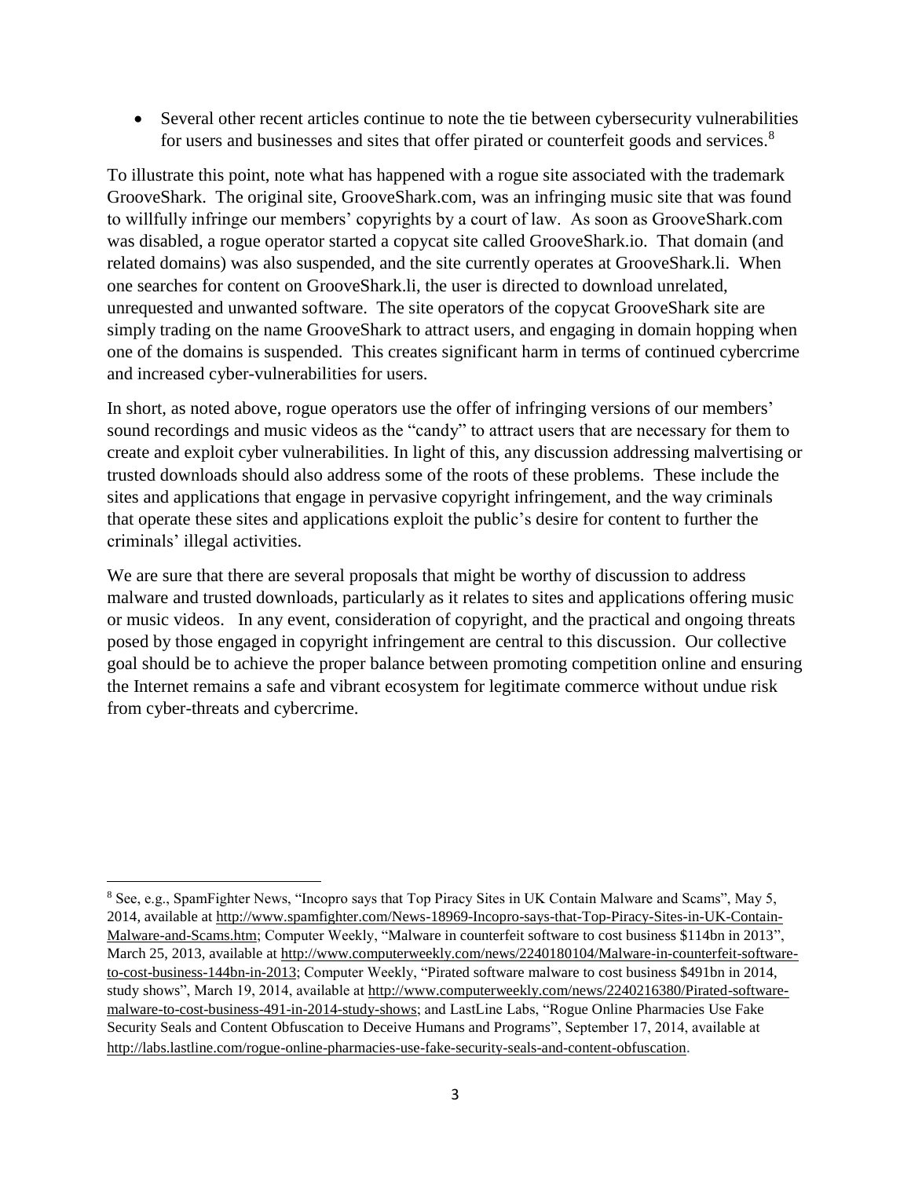- Several other recent articles continue to note the tie between cybersecurity vulnerabilities for users and businesses and sites that offer pirated or counterfeit goods and services.[8]

To illustrate this point, note what has happened with a rogue site associated with the trademark GrooveShark. The original site, GrooveShark.com, was an infringing music site that was found to willfully infringe our members' copyrights by a court of law. As soon as GrooveShark.com was disabled, a rogue operator started a copycat site called GrooveShark.io. That domain (and related domains) was also suspended, and the site currently operates at GrooveShark.li. When one searches for content on GrooveShark.li, the user is directed to download unrelated, unrequested and unwanted software. The site operators of the copycat GrooveShark site are simply trading on the name GrooveShark to attract users, and engaging in domain hopping when one of the domains is suspended. This creates significant harm in terms of continued cybercrime and increased cyber-vulnerabilities for users.

In short, as noted above, rogue operators use the offer of infringing versions of our members' sound recordings and music videos as the "candy" to attract users that are necessary for them to create and exploit cyber vulnerabilities. In light of this, any discussion addressing malvertising or trusted downloads should also address some of the roots of these problems. These include the sites and applications that engage in pervasive copyright infringement, and the way criminals that operate these sites and applications exploit the public's desire for content to further the criminals' illegal activities.

We are sure that there are several proposals that might be worthy of discussion to address malware and trusted downloads, particularly as it relates to sites and applications offering music or music videos. In any event, consideration of copyright, and the practical and ongoing threats posed by those engaged in copyright infringement are central to this discussion. Our collective goal should be to achieve the proper balance between promoting competition online and ensuring the Internet remains a safe and vibrant ecosystem for legitimate commerce without undue risk from cyber-threats and cybercrime.

---

[8] See, e.g., SpamFighter News, "Incopro says that Top Piracy Sites in UK Contain Malware and Scams", May 5, 2014, available at http://www.spamfighter.com/News-18969-Incopro-says-that-Top-Piracy-Sites-in-UK-Contain-Malware-and-Scams.htm; Computer Weekly, "Malware in counterfeit software to cost business $114bn in 2013", March 25, 2013, available at http://www.computerweekly.com/news/2240180104/Malware-in-counterfeit-software-to-cost-business-144bn-in-2013; Computer Weekly, "Pirated software malware to cost business $491bn in 2014, study shows", March 19, 2014, available at http://www.computerweekly.com/news/2240216380/Pirated-software-malware-to-cost-business-491-in-2014-study-shows; and LastLine Labs, "Rogue Online Pharmacies Use Fake Security Seals and Content Obfuscation to Deceive Humans and Programs", September 17, 2014, available at http://labs.lastline.com/rogue-online-pharmacies-use-fake-security-seals-and-content-obfuscation.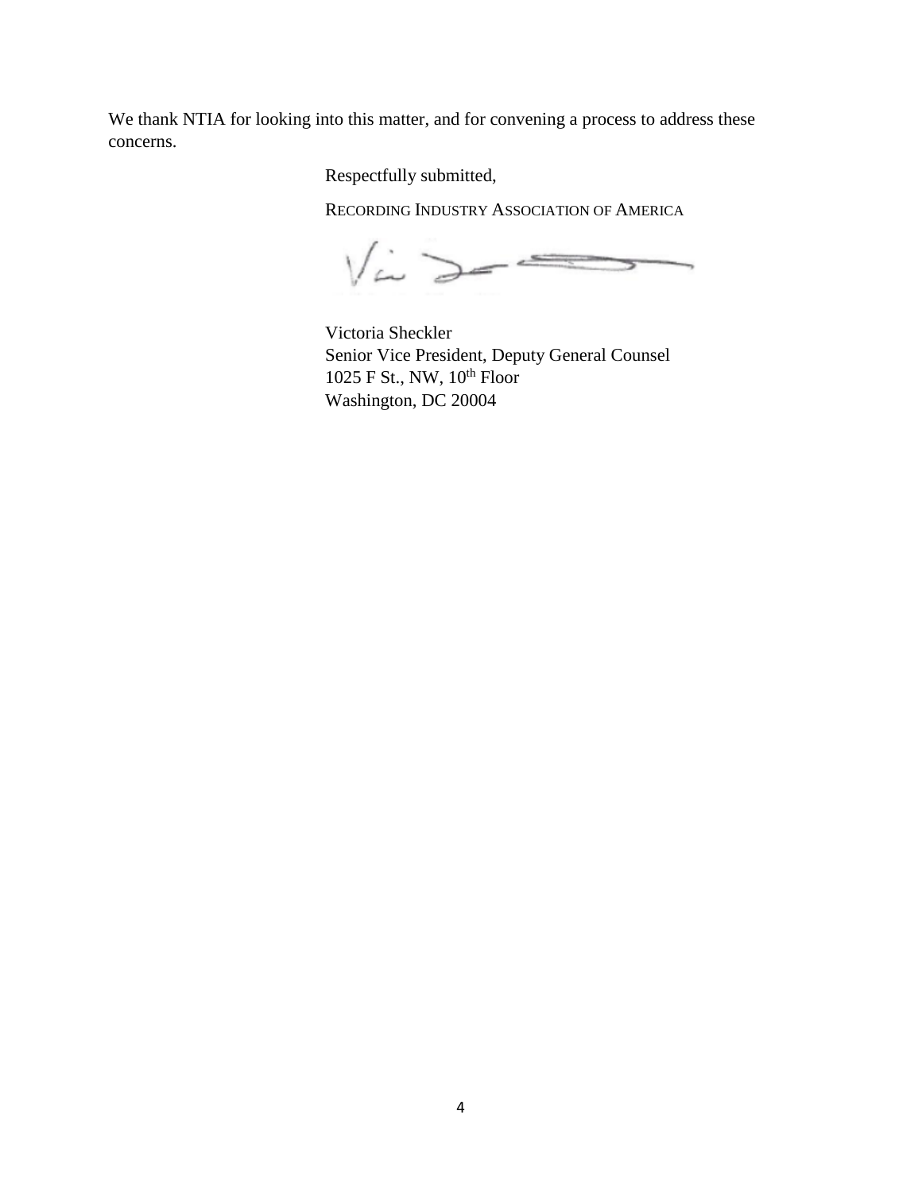We thank NTIA for looking into this matter, and for convening a process to address these concerns.

Respectfully submitted,

RECORDING INDUSTRY ASSOCIATION OF AMERICA

Victoria Sheckler
Senior Vice President, Deputy General Counsel
1025 F St., NW, 10th Floor
Washington, DC 20004